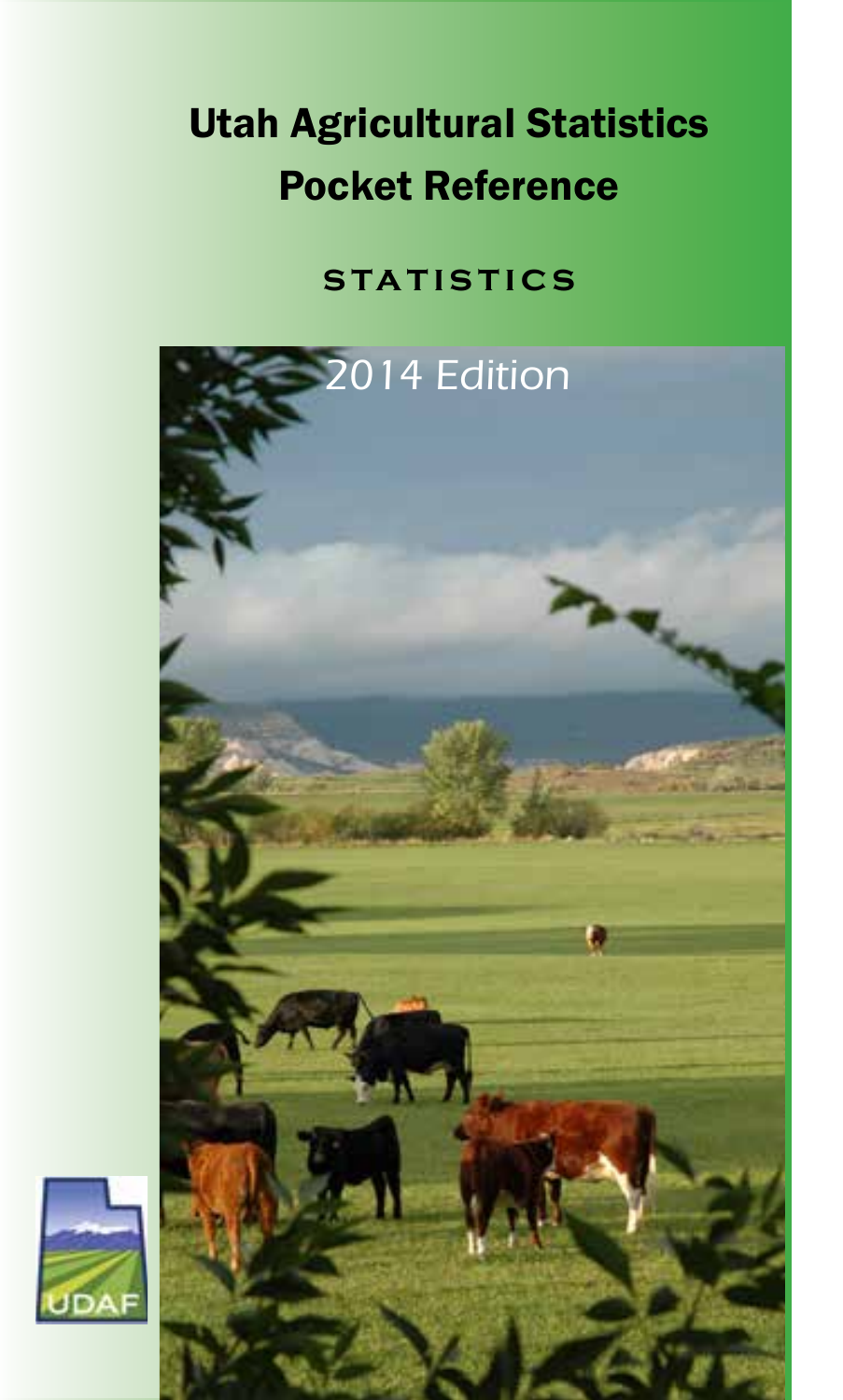# Utah Agricultural Statistics Pocket Reference

## STATISTICS

*2014 Edition*

UDAF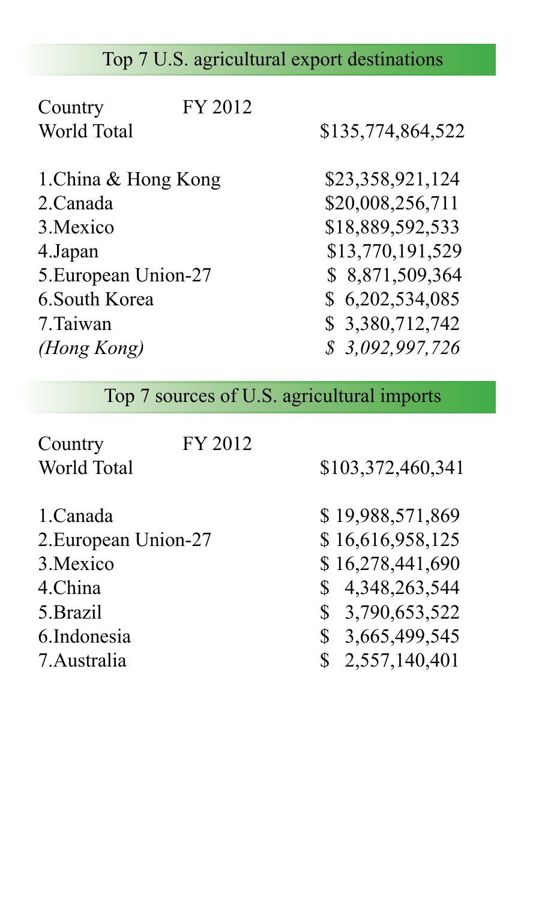## Top 7 U.S. agricultural export destinations

| Country | FY 2012 |
|---|---|
| World Total | $135,774,864,522 |
| 1.China & Hong Kong | $23,358,921,124 |
| 2.Canada | $20,008,256,711 |
| 3.Mexico | $18,889,592,533 |
| 4.Japan | $13,770,191,529 |
| 5.European Union-27 | $ 8,871,509,364 |
| 6.South Korea | $ 6,202,534,085 |
| 7.Taiwan | $ 3,380,712,742 |
| *(Hong Kong)* | *$ 3,092,997,726* |

## Top 7 sources of U.S. agricultural imports

| Country | FY 2012 |
|---|---|
| World Total | $103,372,460,341 |
| 1.Canada | $ 19,988,571,869 |
| 2.European Union-27 | $ 16,616,958,125 |
| 3.Mexico | $ 16,278,441,690 |
| 4.China | $ 4,348,263,544 |
| 5.Brazil | $ 3,790,653,522 |
| 6.Indonesia | $ 3,665,499,545 |
| 7.Australia | $ 2,557,140,401 |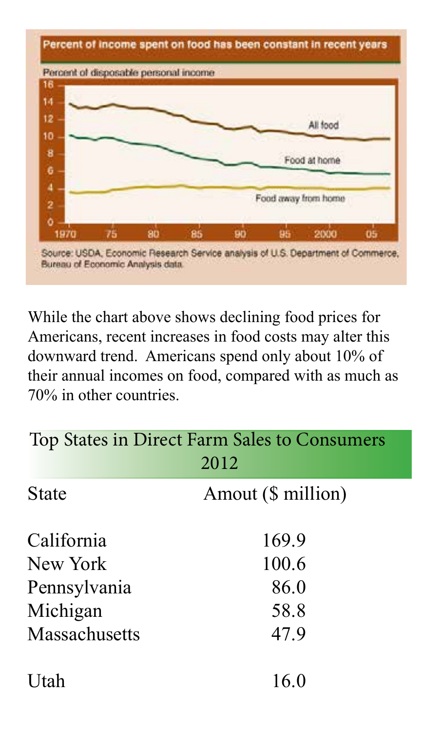**Percent of income spent on food has been constant in recent years**

Percent of disposable personal income

Source: USDA, Economic Research Service analysis of U.S. Department of Commerce, Bureau of Economic Analysis data.

While the chart above shows declining food prices for Americans, recent increases in food costs may alter this downward trend. Americans spend only about 10% of their annual incomes on food, compared with as much as 70% in other countries.

## Top States in Direct Farm Sales to Consumers 2012

| State | Amout ($ million) |
|---|---|
| California | 169.9 |
| New York | 100.6 |
| Pennsylvania | 86.0 |
| Michigan | 58.8 |
| Massachusetts | 47.9 |
| | |
| Utah | 16.0 |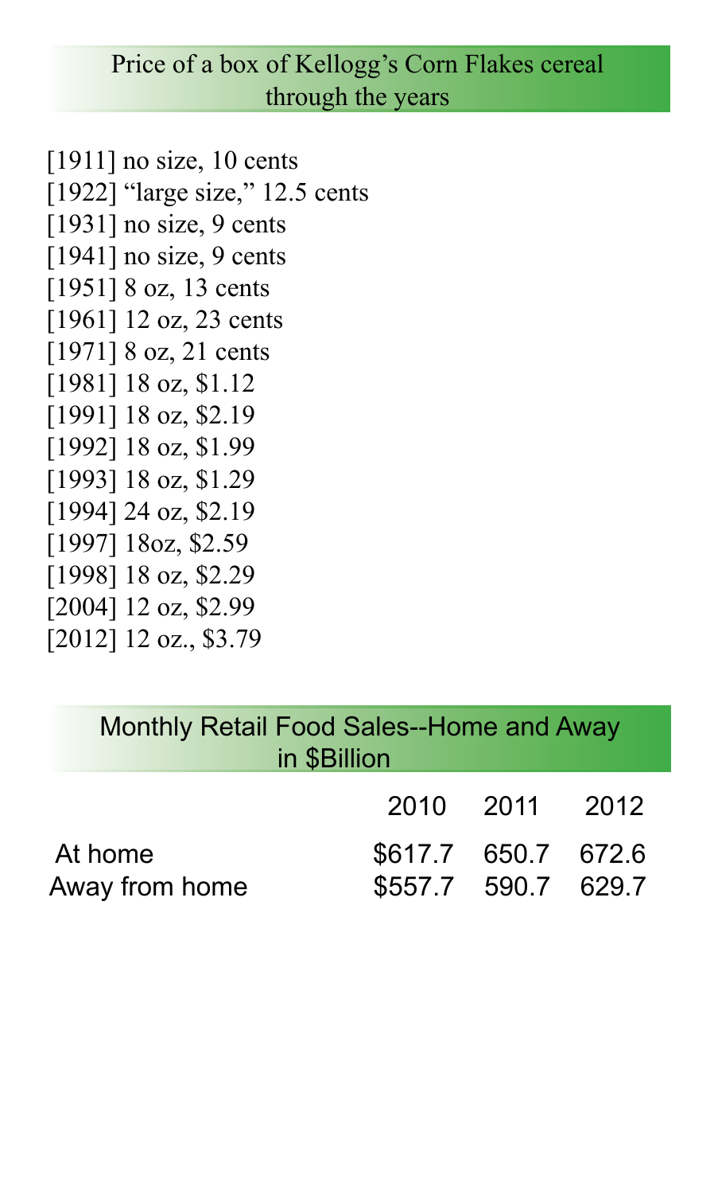## Price of a box of Kellogg's Corn Flakes cereal through the years

[1911] no size, 10 cents
[1922] "large size," 12.5 cents
[1931] no size, 9 cents
[1941] no size, 9 cents
[1951] 8 oz, 13 cents
[1961] 12 oz, 23 cents
[1971] 8 oz, 21 cents
[1981] 18 oz, $1.12
[1991] 18 oz, $2.19
[1992] 18 oz, $1.99
[1993] 18 oz, $1.29
[1994] 24 oz, $2.19
[1997] 18oz, $2.59
[1998] 18 oz, $2.29
[2004] 12 oz, $2.99
[2012] 12 oz., $3.79

## Monthly Retail Food Sales--Home and Away in $Billion

| | 2010 | 2011 | 2012 |
|---|---|---|---|
| At home | $617.7 | 650.7 | 672.6 |
| Away from home | $557.7 | 590.7 | 629.7 |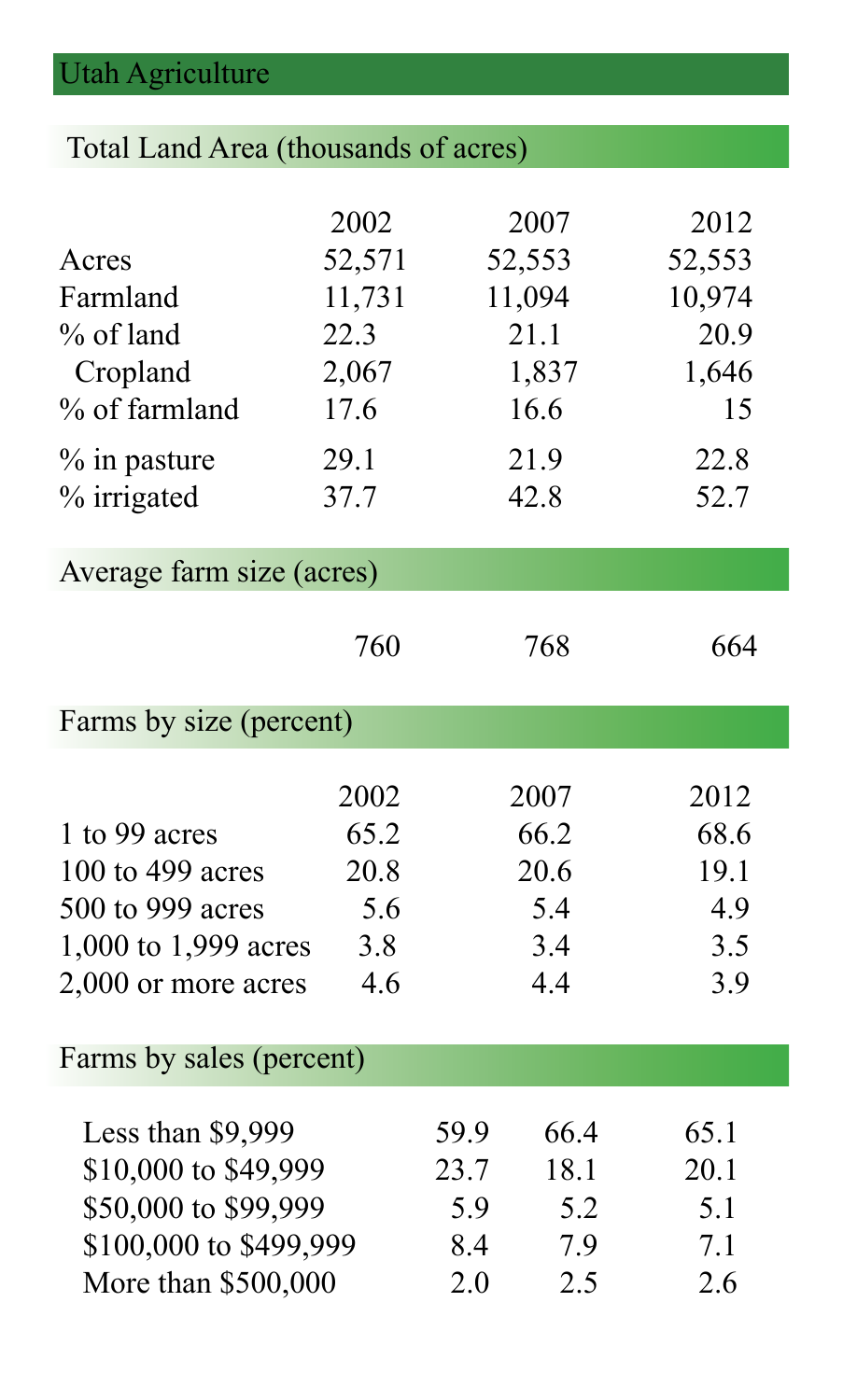# Utah Agriculture

## Total Land Area (thousands of acres)

| | 2002 | 2007 | 2012 |
|---|---|---|---|
| Acres | 52,571 | 52,553 | 52,553 |
| Farmland | 11,731 | 11,094 | 10,974 |
| % of land | 22.3 | 21.1 | 20.9 |
| Cropland | 2,067 | 1,837 | 1,646 |
| % of farmland | 17.6 | 16.6 | 15 |
| % in pasture | 29.1 | 21.9 | 22.8 |
| % irrigated | 37.7 | 42.8 | 52.7 |

## Average farm size (acres)

| 2002 | 2007 | 2012 |
|---|---|---|
| 760 | 768 | 664 |

## Farms by size (percent)

| | 2002 | 2007 | 2012 |
|---|---|---|---|
| 1 to 99 acres | 65.2 | 66.2 | 68.6 |
| 100 to 499 acres | 20.8 | 20.6 | 19.1 |
| 500 to 999 acres | 5.6 | 5.4 | 4.9 |
| 1,000 to 1,999 acres | 3.8 | 3.4 | 3.5 |
| 2,000 or more acres | 4.6 | 4.4 | 3.9 |

## Farms by sales (percent)

| | | | |
|---|---|---|---|
| Less than $9,999 | 59.9 | 66.4 | 65.1 |
| $10,000 to $49,999 | 23.7 | 18.1 | 20.1 |
| $50,000 to $99,999 | 5.9 | 5.2 | 5.1 |
| $100,000 to $499,999 | 8.4 | 7.9 | 7.1 |
| More than $500,000 | 2.0 | 2.5 | 2.6 |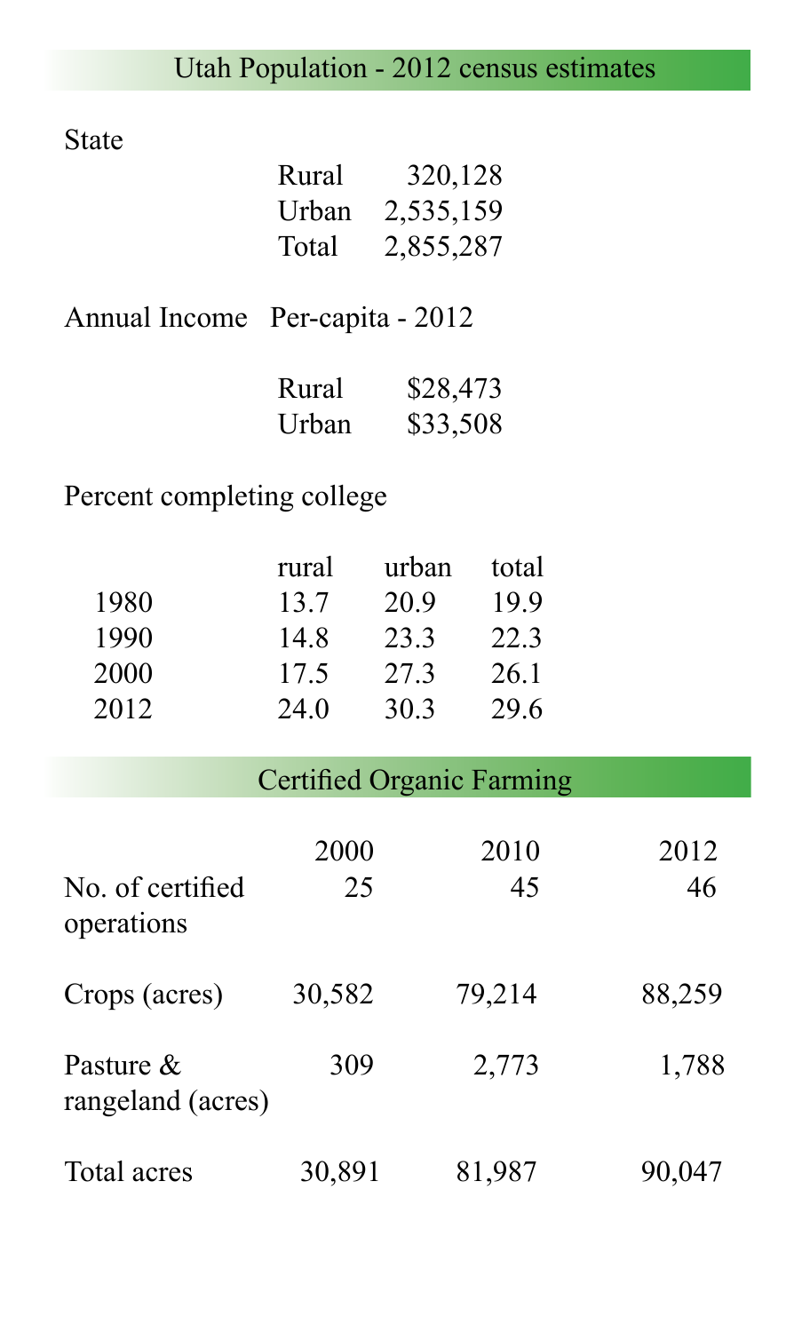## Utah Population - 2012 census estimates

State

| | |
|---|---|
| Rural | 320,128 |
| Urban | 2,535,159 |
| Total | 2,855,287 |

Annual Income Per-capita - 2012

| | |
|---|---|
| Rural | $28,473 |
| Urban | $33,508 |

Percent completing college

| | rural | urban | total |
|---|---|---|---|
| 1980 | 13.7 | 20.9 | 19.9 |
| 1990 | 14.8 | 23.3 | 22.3 |
| 2000 | 17.5 | 27.3 | 26.1 |
| 2012 | 24.0 | 30.3 | 29.6 |

## Certified Organic Farming

| | 2000 | 2010 | 2012 |
|---|---|---|---|
| No. of certified operations | 25 | 45 | 46 |
| Crops (acres) | 30,582 | 79,214 | 88,259 |
| Pasture & rangeland (acres) | 309 | 2,773 | 1,788 |
| Total acres | 30,891 | 81,987 | 90,047 |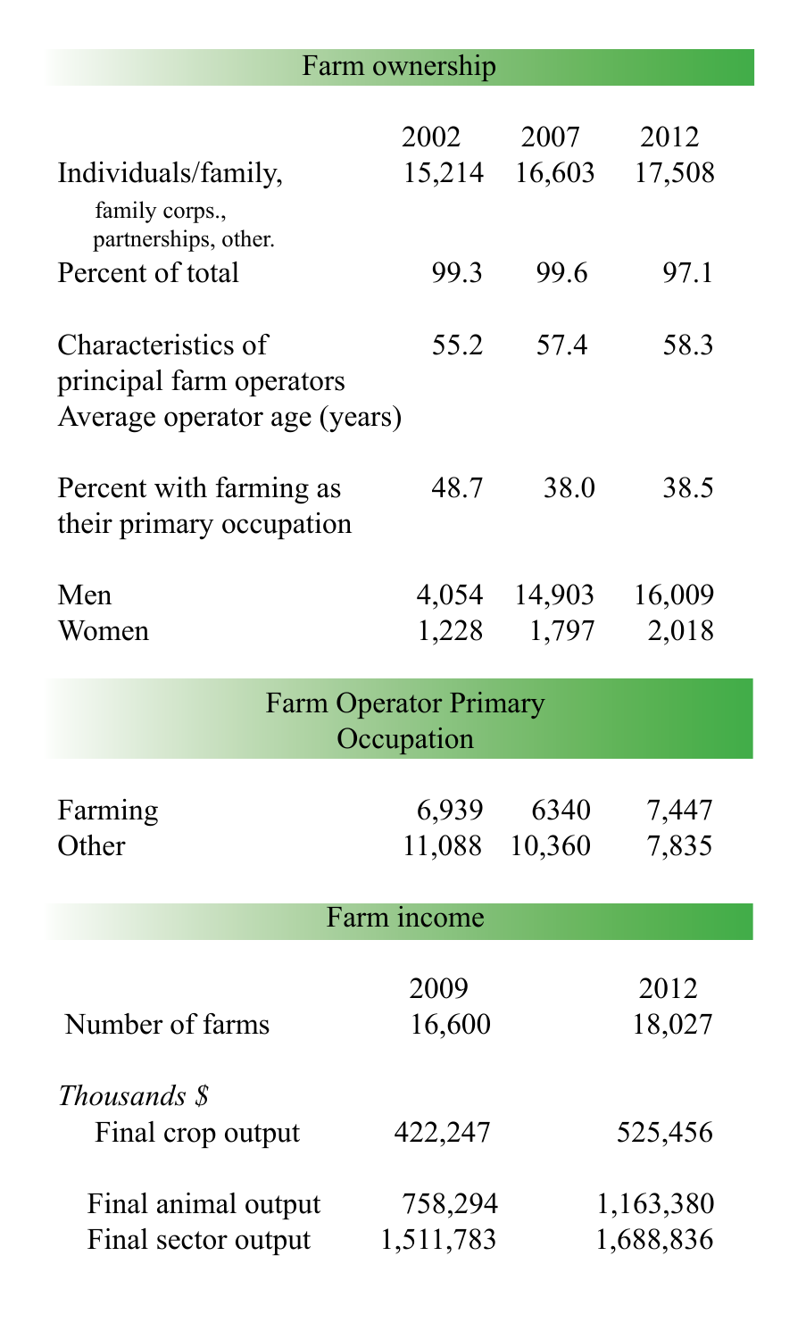## Farm ownership

| | 2002 | 2007 | 2012 |
|---|---|---|---|
| Individuals/family, family corps., partnerships, other. | 15,214 | 16,603 | 17,508 |
| Percent of total | 99.3 | 99.6 | 97.1 |
| Characteristics of principal farm operators Average operator age (years) | 55.2 | 57.4 | 58.3 |
| Percent with farming as their primary occupation | 48.7 | 38.0 | 38.5 |
| Men | 4,054 | 14,903 | 16,009 |
| Women | 1,228 | 1,797 | 2,018 |

## Farm Operator Primary Occupation

| | 2002 | 2007 | 2012 |
|---|---|---|---|
| Farming | 6,939 | 6340 | 7,447 |
| Other | 11,088 | 10,360 | 7,835 |

## Farm income

| | 2009 | 2012 |
|---|---|---|
| Number of farms | 16,600 | 18,027 |
| *Thousands $* | | |
| Final crop output | 422,247 | 525,456 |
| Final animal output | 758,294 | 1,163,380 |
| Final sector output | 1,511,783 | 1,688,836 |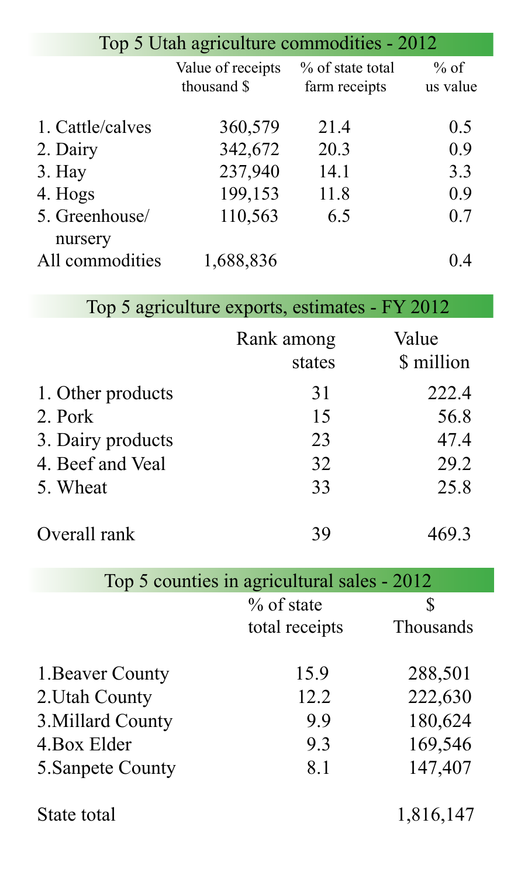## Top 5 Utah agriculture commodities - 2012

| | Value of receipts thousand $ | % of state total farm receipts | % of us value |
|---|---|---|---|
| 1. Cattle/calves | 360,579 | 21.4 | 0.5 |
| 2. Dairy | 342,672 | 20.3 | 0.9 |
| 3. Hay | 237,940 | 14.1 | 3.3 |
| 4. Hogs | 199,153 | 11.8 | 0.9 |
| 5. Greenhouse/ nursery | 110,563 | 6.5 | 0.7 |
| All commodities | 1,688,836 | | 0.4 |

## Top 5 agriculture exports, estimates - FY 2012

| | Rank among states | Value $ million |
|---|---|---|
| 1. Other products | 31 | 222.4 |
| 2. Pork | 15 | 56.8 |
| 3. Dairy products | 23 | 47.4 |
| 4. Beef and Veal | 32 | 29.2 |
| 5. Wheat | 33 | 25.8 |
| Overall rank | 39 | 469.3 |

## Top 5 counties in agricultural sales - 2012

| | % of state total receipts | $ Thousands |
|---|---|---|
| 1.Beaver County | 15.9 | 288,501 |
| 2.Utah County | 12.2 | 222,630 |
| 3.Millard County | 9.9 | 180,624 |
| 4.Box Elder | 9.3 | 169,546 |
| 5.Sanpete County | 8.1 | 147,407 |
| State total | | 1,816,147 |